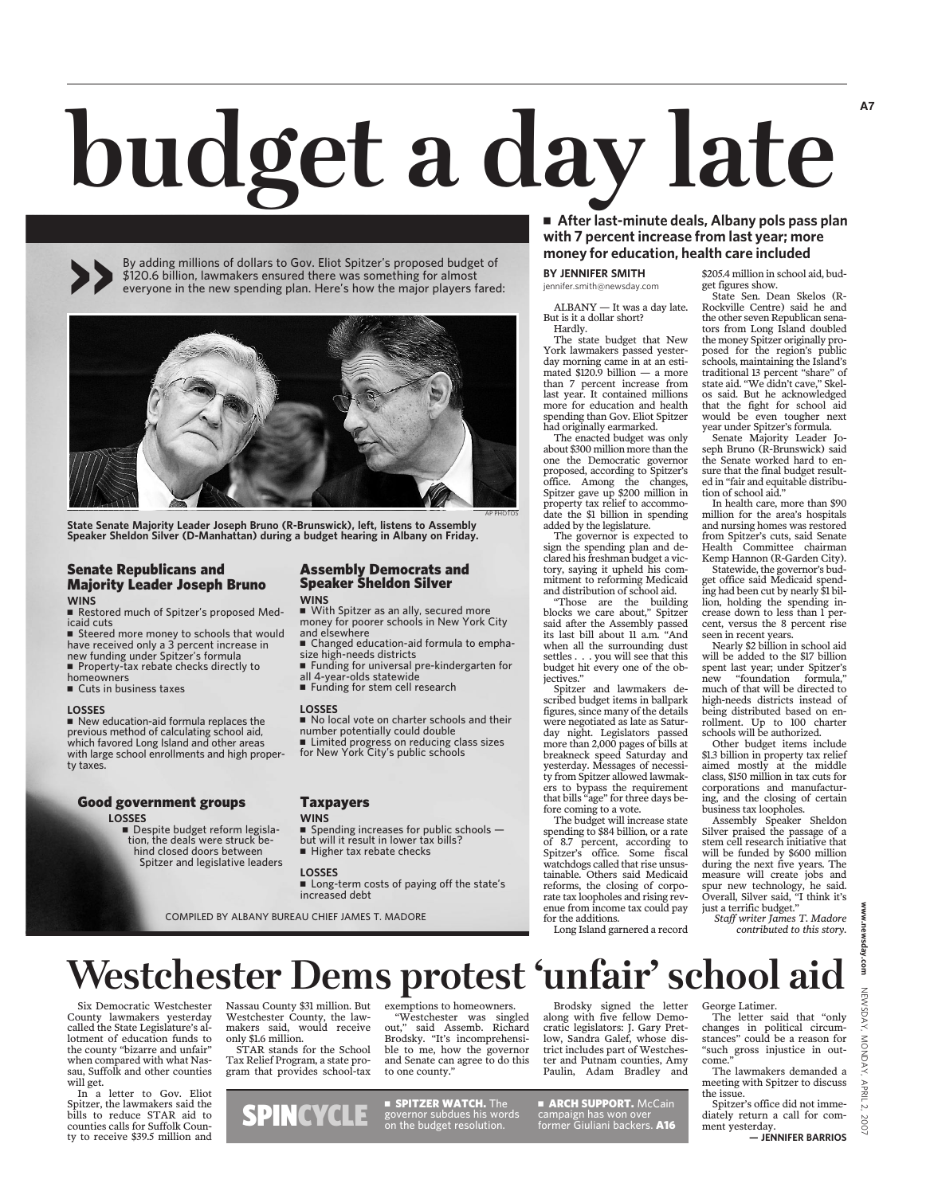# budget a day late

**■ After last-minute deals, Albany pols pass plan with 7 percent increase from last year; more money for education, health care included**

By adding millions of dollars to Gov. Eliot Spitzer's proposed budget of $120.6 billion, lawmakers ensured there was something for almost everyone in the new spending plan. Here's how the major players fared:

**State Senate Majority Leader Joseph Bruno (R-Brunswick), left, listens to Assembly Speaker Sheldon Silver (D-Manhattan) during a budget hearing in Albany on Friday.**

## Senate Republicans and Majority Leader Joseph Bruno

**WINS**

- Restored much of Spitzer's proposed Medicaid cuts
- Steered more money to schools that would have received only a 3 percent increase in new funding under Spitzer's formula
- Property-tax rebate checks directly to homeowners
- Cuts in business taxes

**LOSSES**

- New education-aid formula replaces the previous method of calculating school aid, which favored Long Island and other areas with large school enrollments and high property taxes.

## Assembly Democrats and Speaker Sheldon Silver

**WINS**

- With Spitzer as an ally, secured more money for poorer schools in New York City and elsewhere
- Changed education-aid formula to emphasize high-needs districts
- Funding for universal pre-kindergarten for all 4-year-olds statewide
- Funding for stem cell research

**LOSSES**

- No local vote on charter schools and their number potentially could double
- Limited progress on reducing class sizes for New York City's public schools

## Good government groups

**LOSSES**

- Despite budget reform legislation, the deals were struck behind closed doors between Spitzer and legislative leaders

## Taxpayers

**WINS**

- Spending increases for public schools — but will it result in lower tax bills?
- Higher tax rebate checks

**LOSSES**

- Long-term costs of paying off the state's increased debt

COMPILED BY ALBANY BUREAU CHIEF JAMES T. MADORE

**BY JENNIFER SMITH**
jennifer.smith@newsday.com

ALBANY — It was a day late. But is it a dollar short?

Hardly.

The state budget that New York lawmakers passed yesterday morning came in at an estimated $120.9 billion — a more than 7 percent increase from last year. It contained millions more for education and health spending than Gov. Eliot Spitzer had originally earmarked.

The enacted budget was only about $300 million more than the one the Democratic governor proposed, according to Spitzer's office. Among the changes, Spitzer gave up $200 million in property tax relief to accommodate the $1 billion in spending added by the legislature.

The governor is expected to sign the spending plan and declared his freshman budget a victory, saying it upheld his commitment to reforming Medicaid and distribution of school aid.

"Those are the building blocks we care about," Spitzer said after the Assembly passed its last bill about 11 a.m. "And when all the surrounding dust settles . . . you will see that this budget hit every one of the objectives."

Spitzer and lawmakers described budget items in ballpark figures, since many of the details were negotiated as late as Saturday night. Legislators passed more than 2,000 pages of bills at breakneck speed Saturday and yesterday. Messages of necessity from Spitzer allowed lawmakers to bypass the requirement that bills "age" for three days before coming to a vote.

The budget will increase state spending to $84 billion, or a rate of 8.7 percent, according to Spitzer's office. Some fiscal watchdogs called that rise unsustainable. Others said Medicaid reforms, the closing of corporate tax loopholes and rising revenue from income tax could pay for the additions.

Long Island garnered a record $205.4 million in school aid, budget figures show.

State Sen. Dean Skelos (R-Rockville Centre) said he and the other seven Republican senators from Long Island doubled the money Spitzer originally proposed for the region's public schools, maintaining the Island's traditional 13 percent "share" of state aid. "We didn't cave," Skelos said. But he acknowledged that the fight for school aid would be even tougher next year under Spitzer's formula.

Senate Majority Leader Joseph Bruno (R-Brunswick) said the Senate worked hard to ensure that the final budget resulted in "fair and equitable distribution of school aid."

In health care, more than $90 million for the area's hospitals and nursing homes was restored from Spitzer's cuts, said Senate Health Committee chairman Kemp Hannon (R-Garden City).

Statewide, the governor's budget office said Medicaid spending had been cut by nearly $1 billion, holding the spending increase down to less than 1 percent, versus the 8 percent rise seen in recent years.

Nearly $2 billion in school aid will be added to the $17 billion spent last year; under Spitzer's new "foundation formula," much of that will be directed to high-needs districts instead of being distributed based on enrollment. Up to 100 charter schools will be authorized.

Other budget items include $1.3 billion in property tax relief aimed mostly at the middle class, $150 million in tax cuts for corporations and manufacturing, and the closing of certain business tax loopholes.

Assembly Speaker Sheldon Silver praised the passage of a stem cell research initiative that will be funded by $600 million during the next five years. The measure will create jobs and spur new technology, he said. Overall, Silver said, "I think it's just a terrific budget."

*Staff writer James T. Madore contributed to this story.*

# Westchester Dems protest 'unfair' school aid

Six Democratic Westchester County lawmakers yesterday called the State Legislature's allotment of education funds to the county "bizarre and unfair" when compared with what Nassau, Suffolk and other counties will get.

In a letter to Gov. Eliot Spitzer, the lawmakers said the bills to reduce STAR aid to counties calls for Suffolk County to receive $39.5 million and Nassau County $31 million. But Westchester County, the lawmakers said, would receive only $1.6 million.

STAR stands for the School Tax Relief Program, a state program that provides school-tax exemptions to homeowners.

"Westchester was singled out," said Assemb. Richard Brodsky. "It's incomprehensible to me, how the governor and Senate can agree to do this to one county."

Brodsky signed the letter along with five fellow Democratic legislators: J. Gary Pretlow, Sandra Galef, whose district includes part of Westchester and Putnam counties, Amy Paulin, Adam Bradley and George Latimer.

The letter said that "only changes in political circumstances" could be a reason for "such gross injustice in outcome."

The lawmakers demanded a meeting with Spitzer to discuss the issue.

Spitzer's office did not immediately return a call for comment yesterday.

**— JENNIFER BARRIOS**

**SPINCYCLE**

■ **SPITZER WATCH.** The governor subdues his words on the budget resolution.

■ **ARCH SUPPORT.** McCain campaign has won over former Giuliani backers. **A16**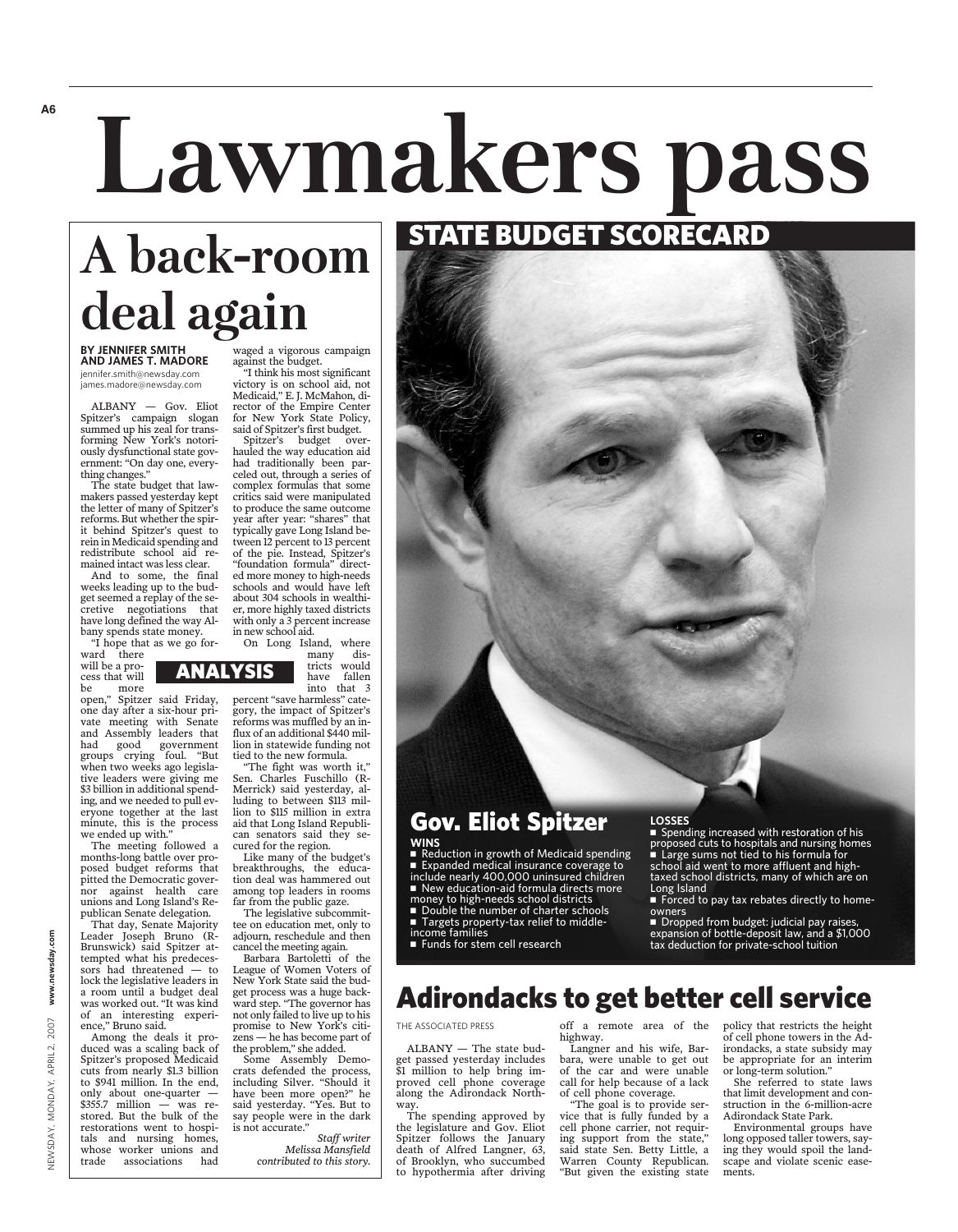# Lawmakers pass

## A back-room deal again

**BY JENNIFER SMITH AND JAMES T. MADORE**
jennifer.smith@newsday.com
james.madore@newsday.com

**ANALYSIS**

ALBANY — Gov. Eliot Spitzer's campaign slogan summed up his zeal for transforming New York's notoriously dysfunctional state government: "On day one, everything changes."

The state budget that lawmakers passed yesterday kept the letter of many of Spitzer's reforms. But whether the spirit behind Spitzer's quest to rein in Medicaid spending and redistribute school aid remained intact was less clear.

And to some, the final weeks leading up to the budget seemed a replay of the secretive negotiations that have long defined the way Albany spends state money.

"I hope that as we go forward there will be a process that will be more open," Spitzer said Friday, one day after a six-hour private meeting with Senate and Assembly leaders that had good government groups crying foul. "But when two weeks ago legislative leaders were giving me $3 billion in additional spending, and we needed to pull everyone together at the last minute, this is the process we ended up with."

The meeting followed a months-long battle over proposed budget reforms that pitted the Democratic governor against health care unions and Long Island's Republican Senate delegation.

That day, Senate Majority Leader Joseph Bruno (R-Brunswick) said Spitzer attempted what his predecessors had threatened — to lock the legislative leaders in a room until a budget deal was worked out. "It was kind of an interesting experience," Bruno said.

Among the deals it produced was a scaling back of Spitzer's proposed Medicaid cuts from nearly $1.3 billion to $941 million. In the end, only about one-quarter — $355.7 million — was restored. But the bulk of the restorations went to hospitals and nursing homes, whose worker unions and trade associations had waged a vigorous campaign against the budget.

"I think his most significant victory is on school aid, not Medicaid," E. J. McMahon, director of the Empire Center for New York State Policy, said of Spitzer's first budget.

Spitzer's budget overhauled the way education aid had traditionally been parceled out, through a series of complex formulas that some critics said were manipulated to produce the same outcome year after year: "shares" that typically gave Long Island between 12 percent to 13 percent of the pie. Instead, Spitzer's "foundation formula" directed more money to high-needs schools and would have left about 304 schools in wealthier, more highly taxed districts with only a 3 percent increase in new school aid.

On Long Island, where many districts would have fallen into that 3 percent "save harmless" category, the impact of Spitzer's reforms was muffled by an influx of an additional $440 million in statewide funding not tied to the new formula.

"The fight was worth it," Sen. Charles Fuschillo (R-Merrick) said yesterday, alluding to between $113 million to $115 million in extra aid that Long Island Republican senators said they secured for the region.

Like many of the budget's breakthroughs, the education deal was hammered out among top leaders in rooms far from the public gaze.

The legislative subcommittee on education met, only to adjourn, reschedule and then cancel the meeting again.

Barbara Bartoletti of the League of Women Voters of New York State said the budget process was a huge backward step. "The governor has not only failed to live up to his promise to New York's citizens — he has become part of the problem," she added.

Some Assembly Democrats defended the process, including Silver. "Should it have been more open?" he said yesterday. "Yes. But to say people were in the dark is not accurate."

*Staff writer Melissa Mansfield contributed to this story.*

## STATE BUDGET SCORECARD

### Gov. Eliot Spitzer

**WINS**

- Reduction in growth of Medicaid spending
- Expanded medical insurance coverage to include nearly 400,000 uninsured children
- New education-aid formula directs more money to high-needs school districts
- Double the number of charter schools
- Targets property-tax relief to middle-income families
- Funds for stem cell research

**LOSSES**

- Spending increased with restoration of his proposed cuts to hospitals and nursing homes
- Large sums not tied to his formula for school aid went to more affluent and high-taxed school districts, many of which are on Long Island
- Forced to pay tax rebates directly to homeowners
- Dropped from budget: judicial pay raises, expansion of bottle-deposit law, and a $1,000 tax deduction for private-school tuition

## Adirondacks to get better cell service

THE ASSOCIATED PRESS

ALBANY — The state budget passed yesterday includes $1 million to help bring improved cell phone coverage along the Adirondack Northway.

The spending approved by the legislature and Gov. Eliot Spitzer follows the January death of Alfred Langner, 63, of Brooklyn, who succumbed to hypothermia after driving off a remote area of the highway.

Langner and his wife, Barbara, were unable to get out of the car and were unable call for help because of a lack of cell phone coverage.

"The goal is to provide service that is fully funded by a cell phone carrier, not requiring support from the state," said state Sen. Betty Little, a Warren County Republican. "But given the existing state policy that restricts the height of cell phone towers in the Adirondacks, a state subsidy may be appropriate for an interim or long-term solution."

She referred to state laws that limit development and construction in the 6-million-acre Adirondack State Park.

Environmental groups have long opposed taller towers, saying they would spoil the landscape and violate scenic easements.